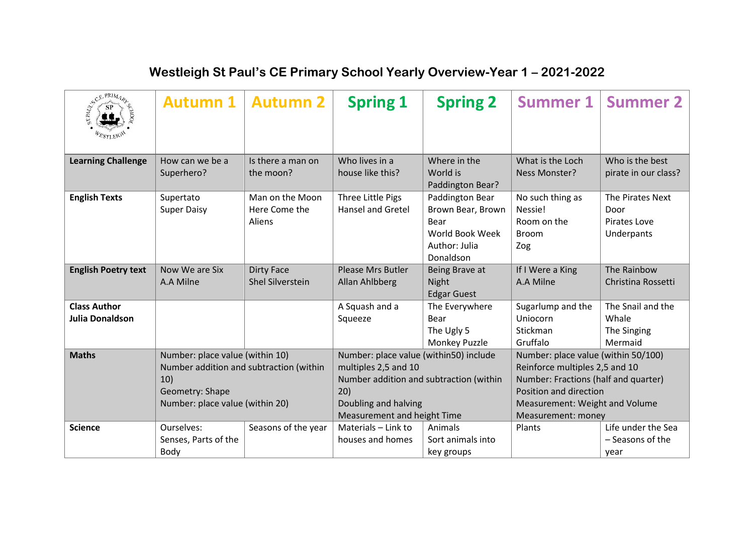# Westleigh St Paul's CE Primary School Yearly Overview-Year 1 – 2021-2022

| | Autumn 1 | Autumn 2 | Spring 1 | Spring 2 | Summer 1 | Summer 2 |
|---|---|---|---|---|---|---|
| **Learning Challenge** | How can we be a Superhero? | Is there a man on the moon? | Who lives in a house like this? | Where in the World is Paddington Bear? | What is the Loch Ness Monster? | Who is the best pirate in our class? |
| **English Texts** | Supertato<br>Super Daisy | Man on the Moon<br>Here Come the Aliens | Three Little Pigs<br>Hansel and Gretel | Paddington Bear<br>Brown Bear, Brown Bear<br>World Book Week<br>Author: Julia Donaldson | No such thing as Nessie!<br>Room on the Broom<br>Zog | The Pirates Next Door<br>Pirates Love Underpants |
| **English Poetry text** | Now We are Six<br>A.A Milne | Dirty Face<br>Shel Silverstein | Please Mrs Butler<br>Allan Ahlbberg | Being Brave at Night<br>Edgar Guest | If I Were a King<br>A.A Milne | The Rainbow<br>Christina Rossetti |
| **Class Author Julia Donaldson** | | | A Squash and a Squeeze | The Everywhere Bear<br>The Ugly 5<br>Monkey Puzzle | Sugarlump and the Uniocorn<br>Stickman<br>Gruffalo | The Snail and the Whale<br>The Singing Mermaid |
| **Maths** | Number: place value (within 10)<br>Number addition and subtraction (within 10)<br>Geometry: Shape<br>Number: place value (within 20) | | Number: place value (within50) include multiples 2,5 and 10<br>Number addition and subtraction (within 20)<br>Doubling and halving<br>Measurement and height Time | | Number: place value (within 50/100)<br>Reinforce multiples 2,5 and 10<br>Number: Fractions (half and quarter)<br>Position and direction<br>Measurement: Weight and Volume<br>Measurement: money | |
| **Science** | Ourselves:<br>Senses, Parts of the Body | Seasons of the year | Materials – Link to houses and homes | Animals<br>Sort animals into key groups | Plants | Life under the Sea – Seasons of the year |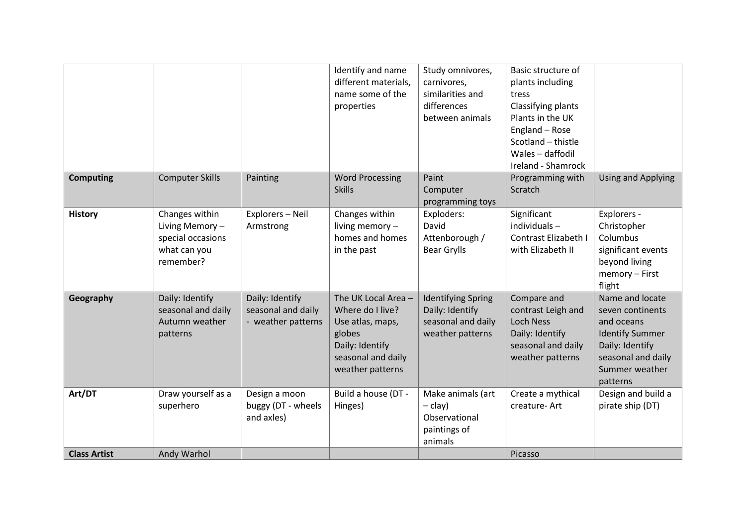| | | | | | | |
|---|---|---|---|---|---|---|
| | | | Identify and name different materials, name some of the properties | Study omnivores, carnivores, similarities and differences between animals | Basic structure of plants including tress<br>Classifying plants<br>Plants in the UK<br>England – Rose<br>Scotland – thistle<br>Wales – daffodil<br>Ireland - Shamrock | |
| **Computing** | Computer Skills | Painting | Word Processing Skills | Paint<br>Computer programming toys | Programming with Scratch | Using and Applying |
| **History** | Changes within Living Memory – special occasions what can you remember? | Explorers – Neil Armstrong | Changes within living memory – homes and homes in the past | Exploders:<br>David Attenborough / Bear Grylls | Significant individuals – Contrast Elizabeth I with Elizabeth II | Explorers - Christopher Columbus significant events beyond living memory – First flight |
| **Geography** | Daily: Identify seasonal and daily Autumn weather patterns | Daily: Identify seasonal and daily - weather patterns | The UK Local Area – Where do I live? Use atlas, maps, globes<br>Daily: Identify seasonal and daily weather patterns | Identifying Spring<br>Daily: Identify seasonal and daily weather patterns | Compare and contrast Leigh and Loch Ness<br>Daily: Identify seasonal and daily weather patterns | Name and locate seven continents and oceans<br>Identify Summer<br>Daily: Identify seasonal and daily Summer weather patterns |
| **Art/DT** | Draw yourself as a superhero | Design a moon buggy (DT - wheels and axles) | Build a house (DT - Hinges) | Make animals (art – clay)<br>Observational paintings of animals | Create a mythical creature- Art | Design and build a pirate ship (DT) |
| **Class Artist** | Andy Warhol | | | | Picasso | |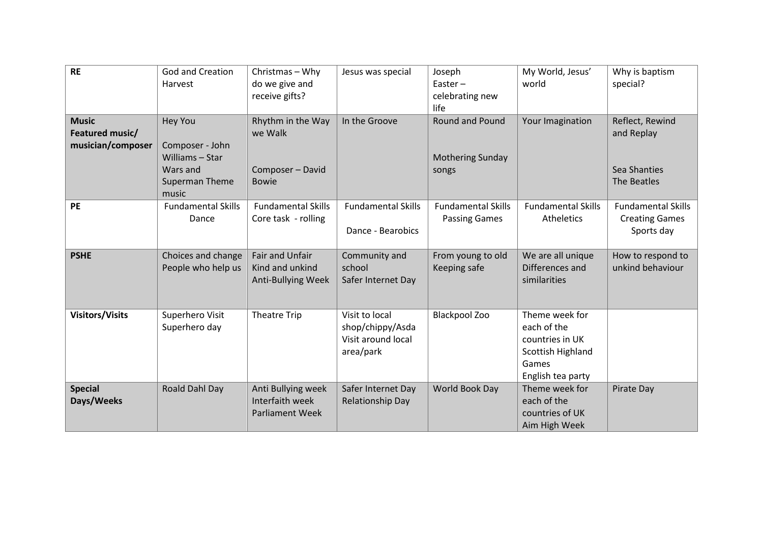| | | | | | | |
|---|---|---|---|---|---|---|
| **RE** | God and Creation<br>Harvest | Christmas – Why do we give and receive gifts? | Jesus was special | Joseph<br>Easter – celebrating new life | My World, Jesus' world | Why is baptism special? |
| **Music**<br>**Featured music/ musician/composer** | Hey You<br><br>Composer - John Williams – Star Wars and Superman Theme music | Rhythm in the Way we Walk<br><br>Composer – David Bowie | In the Groove | Round and Pound<br><br>Mothering Sunday songs | Your Imagination | Reflect, Rewind and Replay<br><br>Sea Shanties<br>The Beatles |
| **PE** | Fundamental Skills<br>Dance | Fundamental Skills<br>Core task - rolling | Fundamental Skills<br><br>Dance - Bearobics | Fundamental Skills<br>Passing Games | Fundamental Skills<br>Atheletics | Fundamental Skills<br>Creating Games<br>Sports day |
| **PSHE** | Choices and change<br>People who help us | Fair and Unfair<br>Kind and unkind<br>Anti-Bullying Week | Community and school<br>Safer Internet Day | From young to old<br>Keeping safe | We are all unique<br>Differences and similarities | How to respond to unkind behaviour |
| **Visitors/Visits** | Superhero Visit<br>Superhero day | Theatre Trip | Visit to local shop/chippy/Asda<br>Visit around local area/park | Blackpool Zoo | Theme week for each of the countries in UK<br>Scottish Highland Games<br>English tea party | |
| **Special Days/Weeks** | Roald Dahl Day | Anti Bullying week<br>Interfaith week<br>Parliament Week | Safer Internet Day<br>Relationship Day | World Book Day | Theme week for each of the countries of UK<br>Aim High Week | Pirate Day |